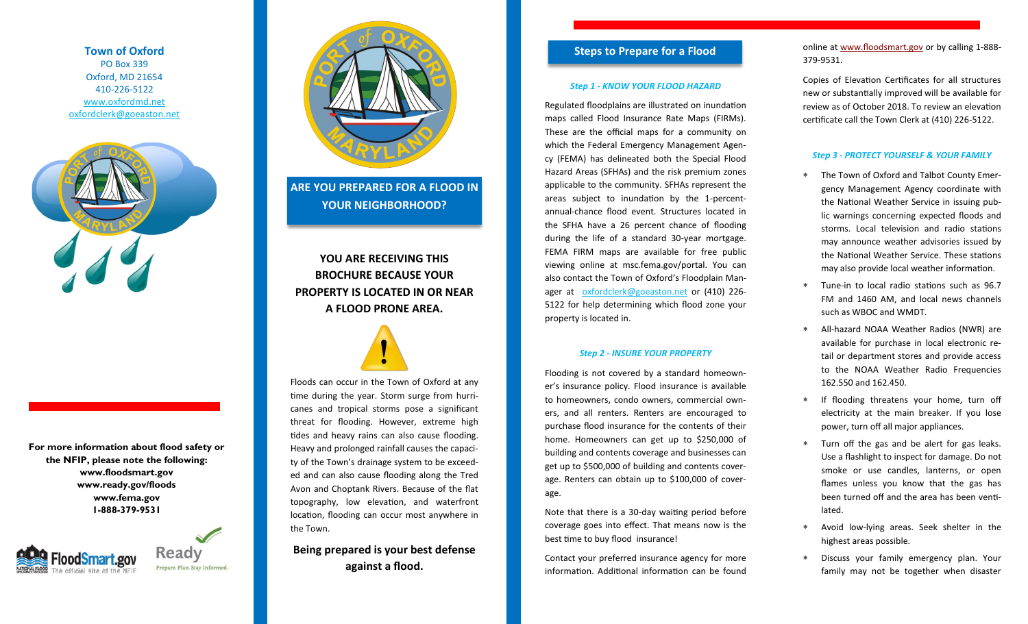**Town of Oxford**
PO Box 339
Oxford, MD 21654
410-226-5122
www.oxfordmd.net
oxfordclerk@goeaston.net

**For more information about flood safety or the NFIP, please note the following:**
**www.floodsmart.gov**
**www.ready.gov/floods**
**www.fema.gov**
**1-888-379-9531**

## ARE YOU PREPARED FOR A FLOOD IN YOUR NEIGHBORHOOD?

**YOU ARE RECEIVING THIS BROCHURE BECAUSE YOUR PROPERTY IS LOCATED IN OR NEAR A FLOOD PRONE AREA.**

Floods can occur in the Town of Oxford at any time during the year. Storm surge from hurricanes and tropical storms pose a significant threat for flooding. However, extreme high tides and heavy rains can also cause flooding. Heavy and prolonged rainfall causes the capacity of the Town's drainage system to be exceeded and can also cause flooding along the Tred Avon and Choptank Rivers. Because of the flat topography, low elevation, and waterfront location, flooding can occur most anywhere in the Town.

**Being prepared is your best defense against a flood.**

## Steps to Prepare for a Flood

### *Step 1 - KNOW YOUR FLOOD HAZARD*

Regulated floodplains are illustrated on inundation maps called Flood Insurance Rate Maps (FIRMs). These are the official maps for a community on which the Federal Emergency Management Agency (FEMA) has delineated both the Special Flood Hazard Areas (SFHAs) and the risk premium zones applicable to the community. SFHAs represent the areas subject to inundation by the 1-percent-annual-chance flood event. Structures located in the SFHA have a 26 percent chance of flooding during the life of a standard 30-year mortgage. FEMA FIRM maps are available for free public viewing online at msc.fema.gov/portal. You can also contact the Town of Oxford's Floodplain Manager at oxfordclerk@goeaston.net or (410) 226-5122 for help determining which flood zone your property is located in.

### *Step 2 - INSURE YOUR PROPERTY*

Flooding is not covered by a standard homeowner's insurance policy. Flood insurance is available to homeowners, condo owners, commercial owners, and all renters. Renters are encouraged to purchase flood insurance for the contents of their home. Homeowners can get up to $250,000 of building and contents coverage and businesses can get up to $500,000 of building and contents coverage. Renters can obtain up to $100,000 of coverage.

Note that there is a 30-day waiting period before coverage goes into effect. That means now is the best time to buy flood insurance!

Contact your preferred insurance agency for more information. Additional information can be found online at www.floodsmart.gov or by calling 1-888-379-9531.

Copies of Elevation Certificates for all structures new or substantially improved will be available for review as of October 2018. To review an elevation certificate call the Town Clerk at (410) 226-5122.

### *Step 3 - PROTECT YOURSELF & YOUR FAMILY*

- The Town of Oxford and Talbot County Emergency Management Agency coordinate with the National Weather Service in issuing public warnings concerning expected floods and storms. Local television and radio stations may announce weather advisories issued by the National Weather Service. These stations may also provide local weather information.
- Tune-in to local radio stations such as 96.7 FM and 1460 AM, and local news channels such as WBOC and WMDT.
- All-hazard NOAA Weather Radios (NWR) are available for purchase in local electronic retail or department stores and provide access to the NOAA Weather Radio Frequencies 162.550 and 162.450.
- If flooding threatens your home, turn off electricity at the main breaker. If you lose power, turn off all major appliances.
- Turn off the gas and be alert for gas leaks. Use a flashlight to inspect for damage. Do not smoke or use candles, lanterns, or open flames unless you know that the gas has been turned off and the area has been ventilated.
- Avoid low-lying areas. Seek shelter in the highest areas possible.
- Discuss your family emergency plan. Your family may not be together when disaster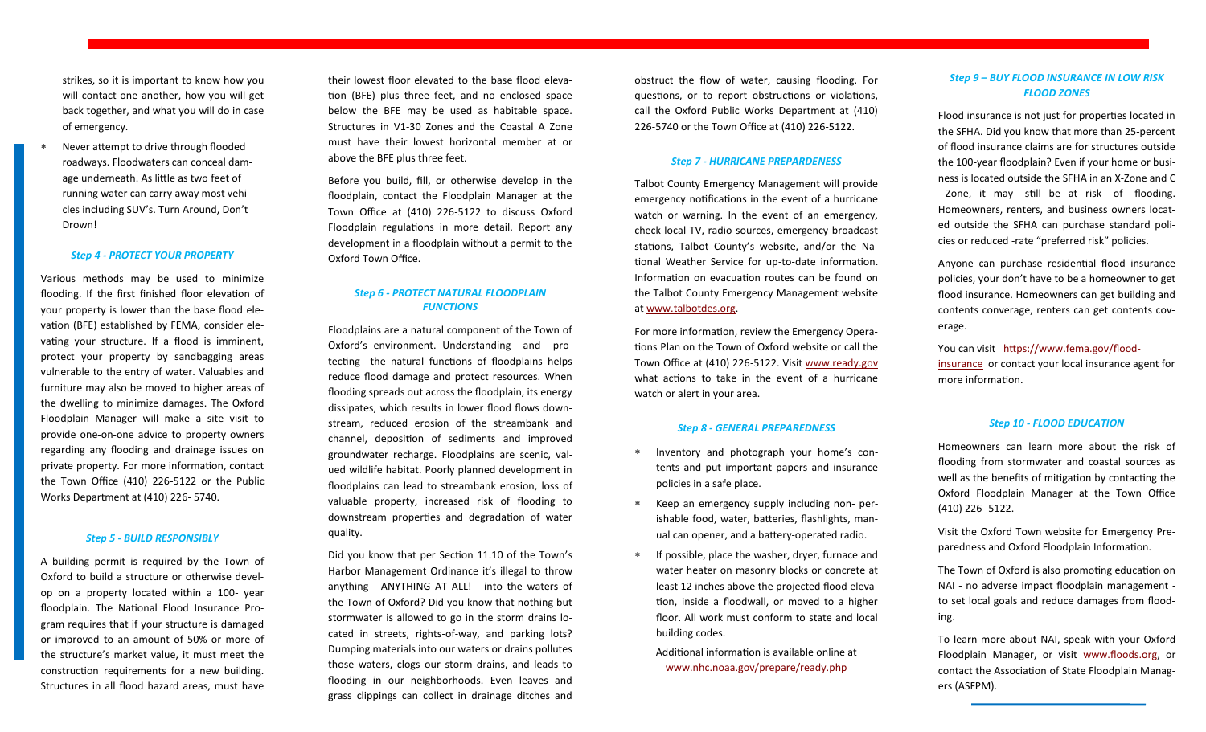strikes, so it is important to know how you will contact one another, how you will get back together, and what you will do in case of emergency.

* Never attempt to drive through flooded roadways. Floodwaters can conceal damage underneath. As little as two feet of running water can carry away most vehicles including SUV's. Turn Around, Don't Drown!

### *Step 4 - PROTECT YOUR PROPERTY*

Various methods may be used to minimize flooding. If the first finished floor elevation of your property is lower than the base flood elevation (BFE) established by FEMA, consider elevating your structure. If a flood is imminent, protect your property by sandbagging areas vulnerable to the entry of water. Valuables and furniture may also be moved to higher areas of the dwelling to minimize damages. The Oxford Floodplain Manager will make a site visit to provide one-on-one advice to property owners regarding any flooding and drainage issues on private property. For more information, contact the Town Office (410) 226-5122 or the Public Works Department at (410) 226- 5740.

### *Step 5 - BUILD RESPONSIBLY*

A building permit is required by the Town of Oxford to build a structure or otherwise develop on a property located within a 100- year floodplain. The National Flood Insurance Program requires that if your structure is damaged or improved to an amount of 50% or more of the structure's market value, it must meet the construction requirements for a new building. Structures in all flood hazard areas, must have their lowest floor elevated to the base flood elevation (BFE) plus three feet, and no enclosed space below the BFE may be used as habitable space. Structures in V1-30 Zones and the Coastal A Zone must have their lowest horizontal member at or above the BFE plus three feet.

Before you build, fill, or otherwise develop in the floodplain, contact the Floodplain Manager at the Town Office at (410) 226-5122 to discuss Oxford Floodplain regulations in more detail. Report any development in a floodplain without a permit to the Oxford Town Office.

### *Step 6 - PROTECT NATURAL FLOODPLAIN FUNCTIONS*

Floodplains are a natural component of the Town of Oxford's environment. Understanding and protecting the natural functions of floodplains helps reduce flood damage and protect resources. When flooding spreads out across the floodplain, its energy dissipates, which results in lower flood flows downstream, reduced erosion of the streambank and channel, deposition of sediments and improved groundwater recharge. Floodplains are scenic, valued wildlife habitat. Poorly planned development in floodplains can lead to streambank erosion, loss of valuable property, increased risk of flooding to downstream properties and degradation of water quality.

Did you know that per Section 11.10 of the Town's Harbor Management Ordinance it's illegal to throw anything - ANYTHING AT ALL! - into the waters of the Town of Oxford? Did you know that nothing but stormwater is allowed to go in the storm drains located in streets, rights-of-way, and parking lots? Dumping materials into our waters or drains pollutes those waters, clogs our storm drains, and leads to flooding in our neighborhoods. Even leaves and grass clippings can collect in drainage ditches and obstruct the flow of water, causing flooding. For questions, or to report obstructions or violations, call the Oxford Public Works Department at (410) 226-5740 or the Town Office at (410) 226-5122.

### *Step 7 - HURRICANE PREPARDENESS*

Talbot County Emergency Management will provide emergency notifications in the event of a hurricane watch or warning. In the event of an emergency, check local TV, radio sources, emergency broadcast stations, Talbot County's website, and/or the National Weather Service for up-to-date information. Information on evacuation routes can be found on the Talbot County Emergency Management website at www.talbotdes.org.

For more information, review the Emergency Operations Plan on the Town of Oxford website or call the Town Office at (410) 226-5122. Visit www.ready.gov what actions to take in the event of a hurricane watch or alert in your area.

### *Step 8 - GENERAL PREPAREDNESS*

* Inventory and photograph your home's contents and put important papers and insurance policies in a safe place.
* Keep an emergency supply including non- perishable food, water, batteries, flashlights, manual can opener, and a battery-operated radio.
* If possible, place the washer, dryer, furnace and water heater on masonry blocks or concrete at least 12 inches above the projected flood elevation, inside a floodwall, or moved to a higher floor. All work must conform to state and local building codes.

  Additional information is available online at www.nhc.noaa.gov/prepare/ready.php

### *Step 9 – BUY FLOOD INSURANCE IN LOW RISK FLOOD ZONES*

Flood insurance is not just for properties located in the SFHA. Did you know that more than 25-percent of flood insurance claims are for structures outside the 100-year floodplain? Even if your home or business is located outside the SFHA in an X-Zone and C - Zone, it may still be at risk of flooding. Homeowners, renters, and business owners located outside the SFHA can purchase standard policies or reduced -rate "preferred risk" policies.

Anyone can purchase residential flood insurance policies, your don't have to be a homeowner to get flood insurance. Homeowners can get building and contents converage, renters can get contents coverage.

You can visit https://www.fema.gov/flood-insurance or contact your local insurance agent for more information.

### *Step 10 - FLOOD EDUCATION*

Homeowners can learn more about the risk of flooding from stormwater and coastal sources as well as the benefits of mitigation by contacting the Oxford Floodplain Manager at the Town Office (410) 226- 5122.

Visit the Oxford Town website for Emergency Preparedness and Oxford Floodplain Information.

The Town of Oxford is also promoting education on NAI - no adverse impact floodplain management - to set local goals and reduce damages from flooding.

To learn more about NAI, speak with your Oxford Floodplain Manager, or visit www.floods.org, or contact the Association of State Floodplain Managers (ASFPM).